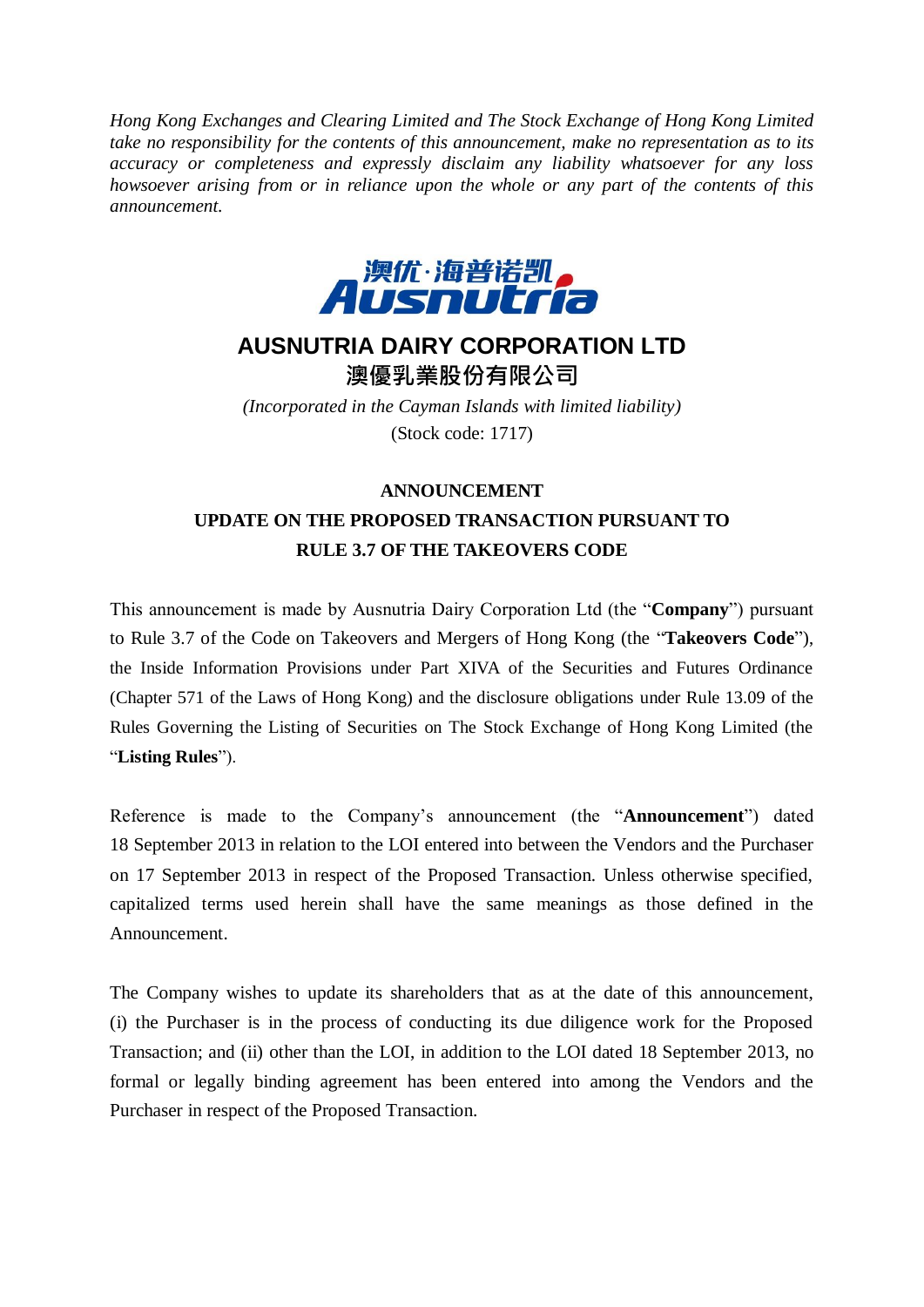*Hong Kong Exchanges and Clearing Limited and The Stock Exchange of Hong Kong Limited take no responsibility for the contents of this announcement, make no representation as to its accuracy or completeness and expressly disclaim any liability whatsoever for any loss howsoever arising from or in reliance upon the whole or any part of the contents of this announcement.*

# AUSNUTRIA DAIRY CORPORATION LTD
# 澳優乳業股份有限公司

*(Incorporated in the Cayman Islands with limited liability)*

(Stock code: 1717)

## ANNOUNCEMENT
## UPDATE ON THE PROPOSED TRANSACTION PURSUANT TO RULE 3.7 OF THE TAKEOVERS CODE

This announcement is made by Ausnutria Dairy Corporation Ltd (the "**Company**") pursuant to Rule 3.7 of the Code on Takeovers and Mergers of Hong Kong (the "**Takeovers Code**"), the Inside Information Provisions under Part XIVA of the Securities and Futures Ordinance (Chapter 571 of the Laws of Hong Kong) and the disclosure obligations under Rule 13.09 of the Rules Governing the Listing of Securities on The Stock Exchange of Hong Kong Limited (the "**Listing Rules**").

Reference is made to the Company's announcement (the "**Announcement**") dated 18 September 2013 in relation to the LOI entered into between the Vendors and the Purchaser on 17 September 2013 in respect of the Proposed Transaction. Unless otherwise specified, capitalized terms used herein shall have the same meanings as those defined in the Announcement.

The Company wishes to update its shareholders that as at the date of this announcement, (i) the Purchaser is in the process of conducting its due diligence work for the Proposed Transaction; and (ii) other than the LOI, in addition to the LOI dated 18 September 2013, no formal or legally binding agreement has been entered into among the Vendors and the Purchaser in respect of the Proposed Transaction.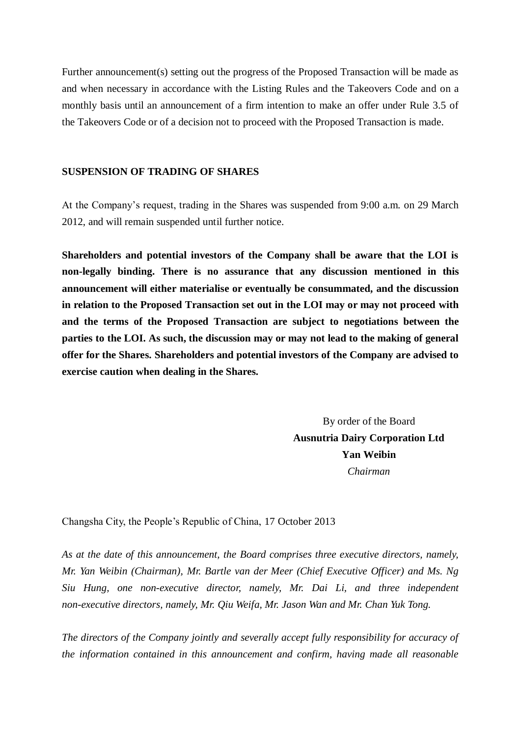Further announcement(s) setting out the progress of the Proposed Transaction will be made as and when necessary in accordance with the Listing Rules and the Takeovers Code and on a monthly basis until an announcement of a firm intention to make an offer under Rule 3.5 of the Takeovers Code or of a decision not to proceed with the Proposed Transaction is made.

**SUSPENSION OF TRADING OF SHARES**

At the Company's request, trading in the Shares was suspended from 9:00 a.m. on 29 March 2012, and will remain suspended until further notice.

**Shareholders and potential investors of the Company shall be aware that the LOI is non-legally binding. There is no assurance that any discussion mentioned in this announcement will either materialise or eventually be consummated, and the discussion in relation to the Proposed Transaction set out in the LOI may or may not proceed with and the terms of the Proposed Transaction are subject to negotiations between the parties to the LOI. As such, the discussion may or may not lead to the making of general offer for the Shares. Shareholders and potential investors of the Company are advised to exercise caution when dealing in the Shares.**

By order of the Board
**Ausnutria Dairy Corporation Ltd**
**Yan Weibin**
*Chairman*

Changsha City, the People's Republic of China, 17 October 2013

*As at the date of this announcement, the Board comprises three executive directors, namely, Mr. Yan Weibin (Chairman), Mr. Bartle van der Meer (Chief Executive Officer) and Ms. Ng Siu Hung, one non-executive director, namely, Mr. Dai Li, and three independent non-executive directors, namely, Mr. Qiu Weifa, Mr. Jason Wan and Mr. Chan Yuk Tong.*

*The directors of the Company jointly and severally accept fully responsibility for accuracy of the information contained in this announcement and confirm, having made all reasonable*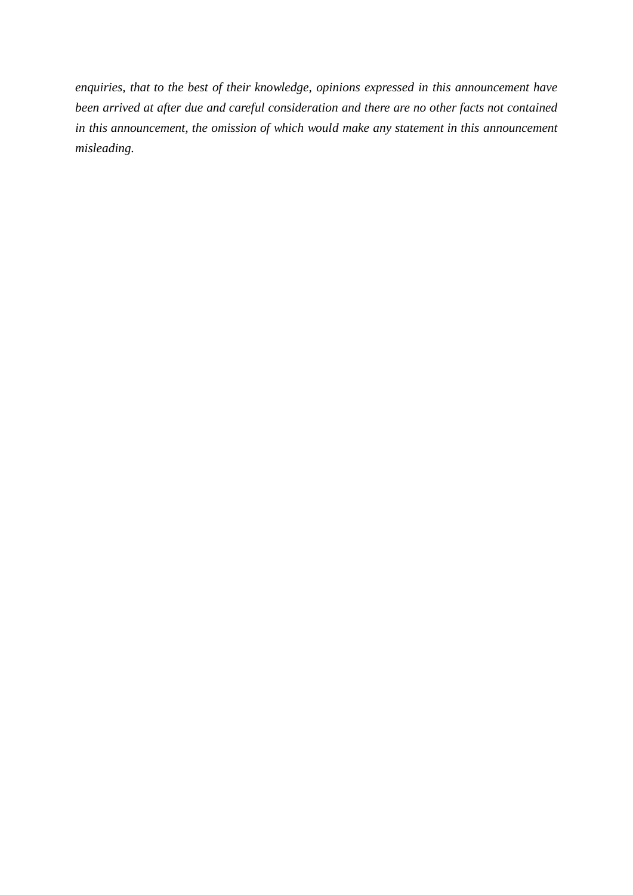*enquiries, that to the best of their knowledge, opinions expressed in this announcement have been arrived at after due and careful consideration and there are no other facts not contained in this announcement, the omission of which would make any statement in this announcement misleading.*